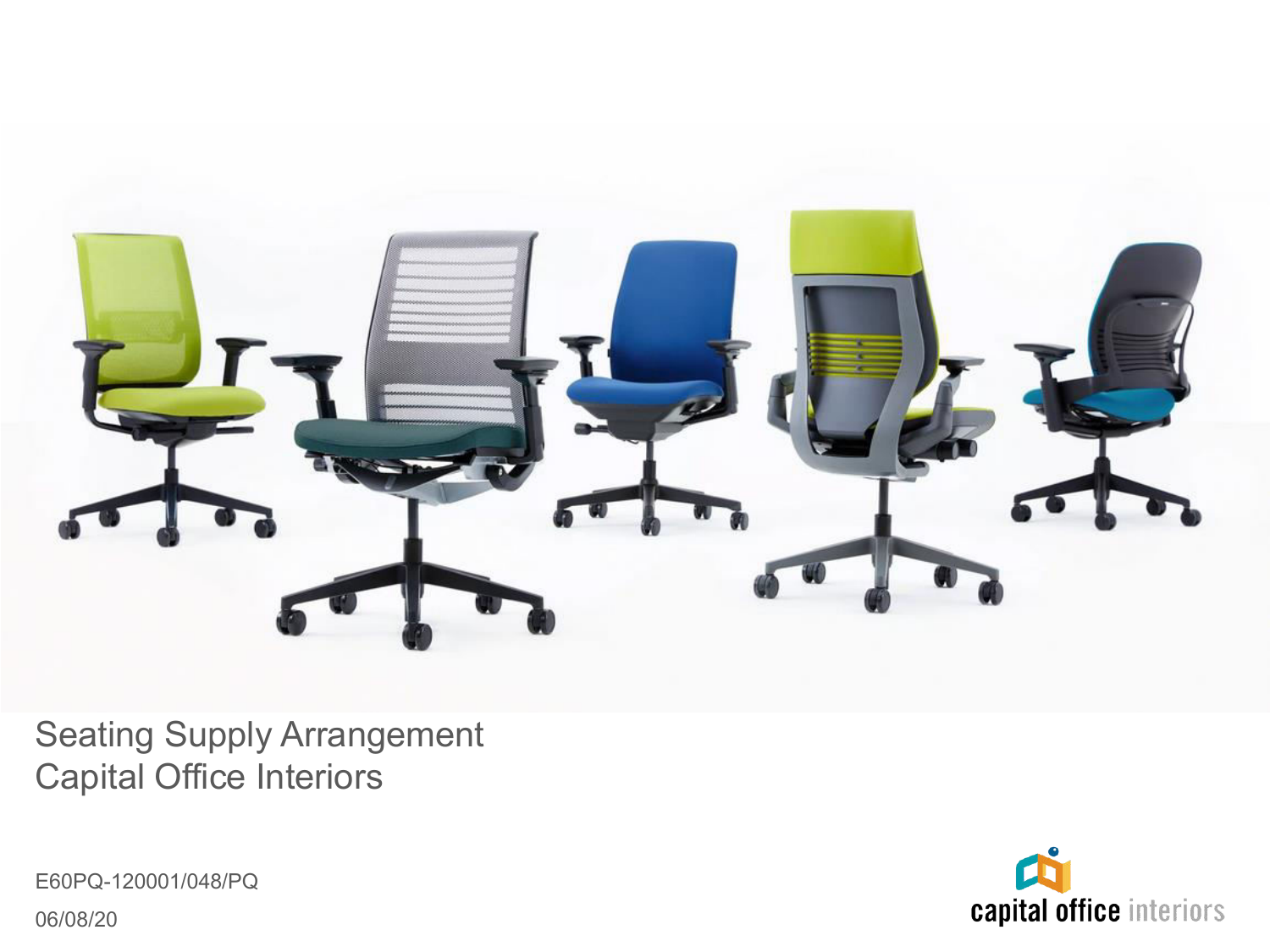# Seating Supply Arrangement
## Capital Office Interiors

E60PQ-120001/048/PQ

06/08/20

capital office interiors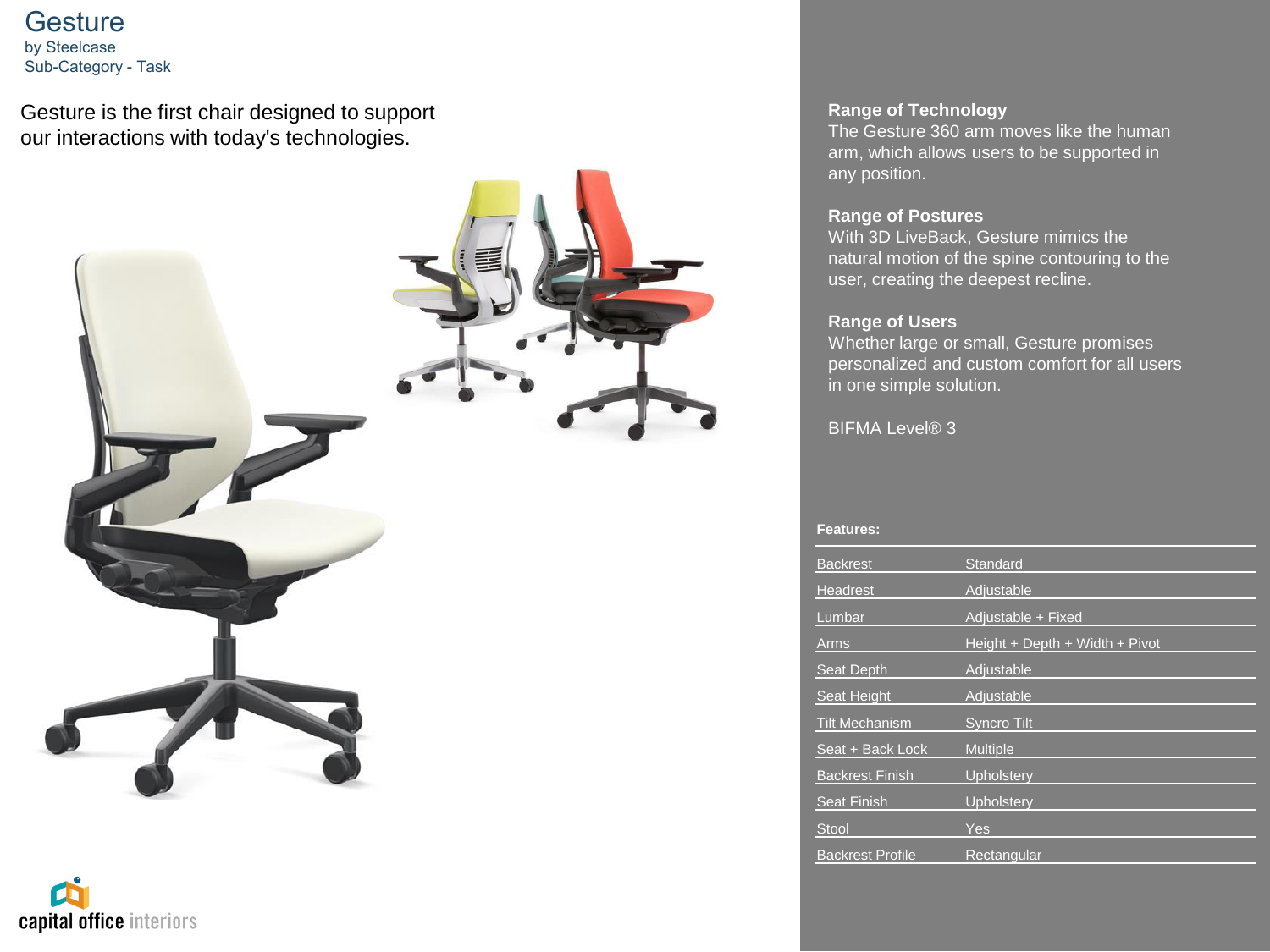# Gesture

by Steelcase

Sub-Category - Task

Gesture is the first chair designed to support our interactions with today's technologies.

**Range of Technology**
The Gesture 360 arm moves like the human arm, which allows users to be supported in any position.

**Range of Postures**
With 3D LiveBack, Gesture mimics the natural motion of the spine contouring to the user, creating the deepest recline.

**Range of Users**
Whether large or small, Gesture promises personalized and custom comfort for all users in one simple solution.

BIFMA Level® 3

**Features:**

| | |
|---|---|
| Backrest | Standard |
| Headrest | Adjustable |
| Lumbar | Adjustable + Fixed |
| Arms | Height + Depth + Width + Pivot |
| Seat Depth | Adjustable |
| Seat Height | Adjustable |
| Tilt Mechanism | Syncro Tilt |
| Seat + Back Lock | Multiple |
| Backrest Finish | Upholstery |
| Seat Finish | Upholstery |
| Stool | Yes |
| Backrest Profile | Rectangular |

capital office interiors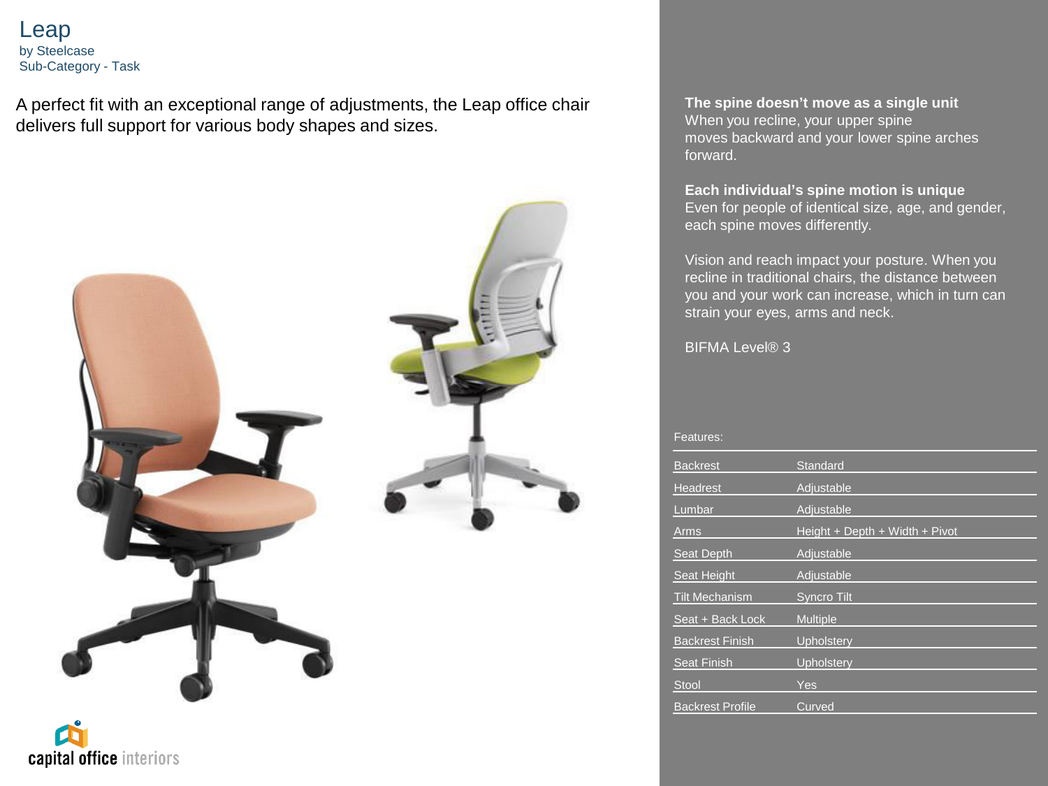# Leap

by Steelcase
Sub-Category - Task

A perfect fit with an exceptional range of adjustments, the Leap office chair delivers full support for various body shapes and sizes.

capital office interiors

**The spine doesn't move as a single unit**
When you recline, your upper spine moves backward and your lower spine arches forward.

**Each individual's spine motion is unique**
Even for people of identical size, age, and gender, each spine moves differently.

Vision and reach impact your posture. When you recline in traditional chairs, the distance between you and your work can increase, which in turn can strain your eyes, arms and neck.

BIFMA Level® 3

Features:

| | |
|---|---|
| Backrest | Standard |
| Headrest | Adjustable |
| Lumbar | Adjustable |
| Arms | Height + Depth + Width + Pivot |
| Seat Depth | Adjustable |
| Seat Height | Adjustable |
| Tilt Mechanism | Syncro Tilt |
| Seat + Back Lock | Multiple |
| Backrest Finish | Upholstery |
| Seat Finish | Upholstery |
| Stool | Yes |
| Backrest Profile | Curved |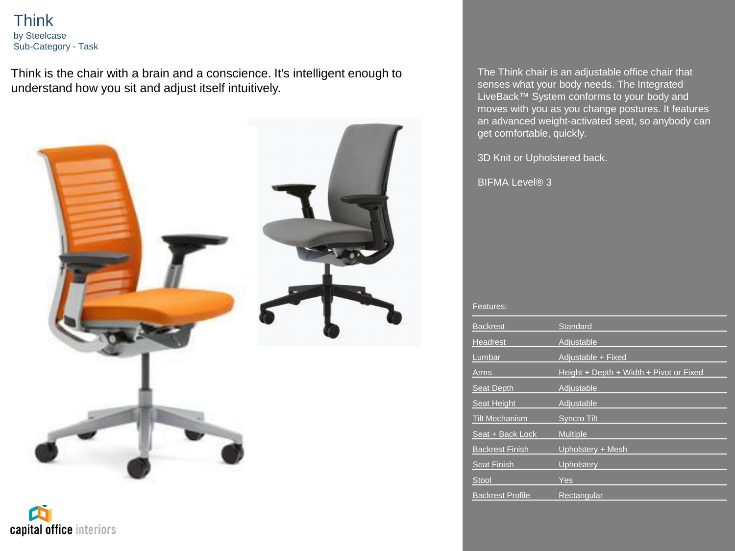# Think

by Steelcase
Sub-Category - Task

Think is the chair with a brain and a conscience. It's intelligent enough to understand how you sit and adjust itself intuitively.

The Think chair is an adjustable office chair that senses what your body needs. The Integrated LiveBack™ System conforms to your body and moves with you as you change postures. It features an advanced weight-activated seat, so anybody can get comfortable, quickly.

3D Knit or Upholstered back.

BIFMA Level® 3

Features:

| | |
|---|---|
| Backrest | Standard |
| Headrest | Adjustable |
| Lumbar | Adjustable + Fixed |
| Arms | Height + Depth + Width + Pivot or Fixed |
| Seat Depth | Adjustable |
| Seat Height | Adjustable |
| Tilt Mechanism | Syncro Tilt |
| Seat + Back Lock | Multiple |
| Backrest Finish | Upholstery + Mesh |
| Seat Finish | Upholstery |
| Stool | Yes |
| Backrest Profile | Rectangular |

capital office interiors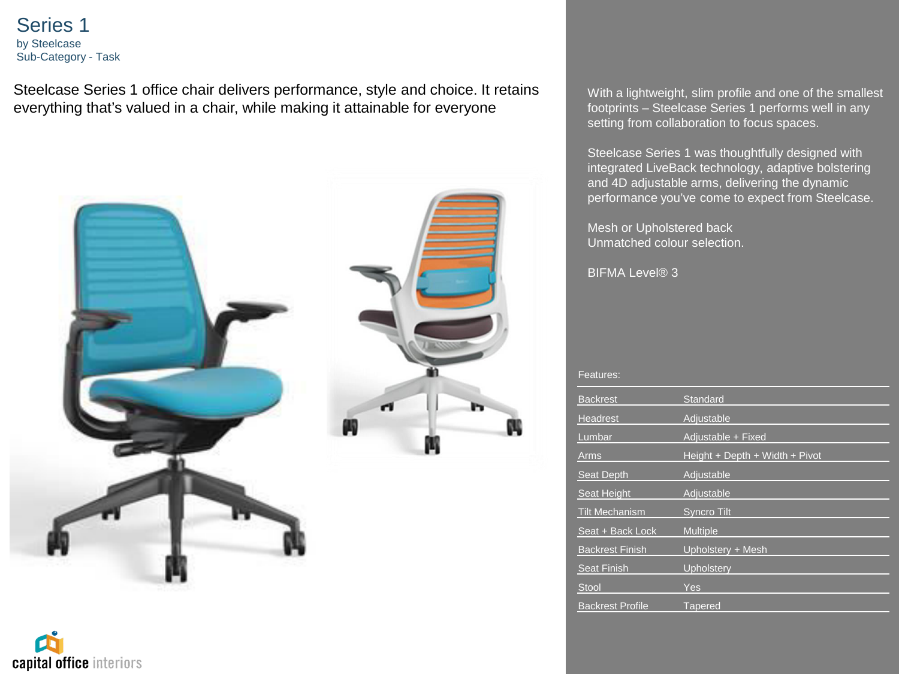# Series 1

by Steelcase
Sub-Category - Task

Steelcase Series 1 office chair delivers performance, style and choice. It retains everything that's valued in a chair, while making it attainable for everyone

With a lightweight, slim profile and one of the smallest footprints – Steelcase Series 1 performs well in any setting from collaboration to focus spaces.

Steelcase Series 1 was thoughtfully designed with integrated LiveBack technology, adaptive bolstering and 4D adjustable arms, delivering the dynamic performance you've come to expect from Steelcase.

Mesh or Upholstered back
Unmatched colour selection.

BIFMA Level® 3

Features:

| | |
|---|---|
| Backrest | Standard |
| Headrest | Adjustable |
| Lumbar | Adjustable + Fixed |
| Arms | Height + Depth + Width + Pivot |
| Seat Depth | Adjustable |
| Seat Height | Adjustable |
| Tilt Mechanism | Syncro Tilt |
| Seat + Back Lock | Multiple |
| Backrest Finish | Upholstery + Mesh |
| Seat Finish | Upholstery |
| Stool | Yes |
| Backrest Profile | Tapered |

capital office interiors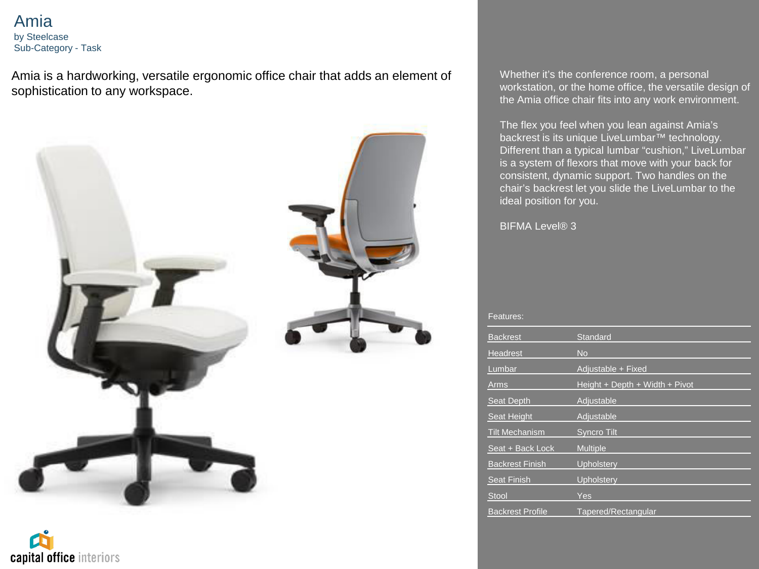# Amia

by Steelcase
Sub-Category - Task

Amia is a hardworking, versatile ergonomic office chair that adds an element of sophistication to any workspace.

Whether it's the conference room, a personal workstation, or the home office, the versatile design of the Amia office chair fits into any work environment.

The flex you feel when you lean against Amia's backrest is its unique LiveLumbar™ technology. Different than a typical lumbar "cushion," LiveLumbar is a system of flexors that move with your back for consistent, dynamic support. Two handles on the chair's backrest let you slide the LiveLumbar to the ideal position for you.

BIFMA Level® 3

Features:

| | |
|---|---|
| Backrest | Standard |
| Headrest | No |
| Lumbar | Adjustable + Fixed |
| Arms | Height + Depth + Width + Pivot |
| Seat Depth | Adjustable |
| Seat Height | Adjustable |
| Tilt Mechanism | Syncro Tilt |
| Seat + Back Lock | Multiple |
| Backrest Finish | Upholstery |
| Seat Finish | Upholstery |
| Stool | Yes |
| Backrest Profile | Tapered/Rectangular |

capital office interiors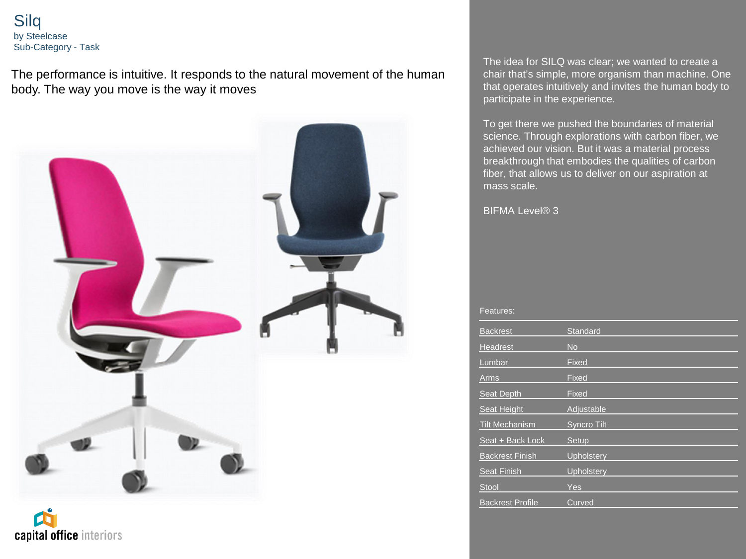# Silq

by Steelcase
Sub-Category - Task

The performance is intuitive. It responds to the natural movement of the human body. The way you move is the way it moves

The idea for SILQ was clear; we wanted to create a chair that's simple, more organism than machine. One that operates intuitively and invites the human body to participate in the experience.

To get there we pushed the boundaries of material science. Through explorations with carbon fiber, we achieved our vision. But it was a material process breakthrough that embodies the qualities of carbon fiber, that allows us to deliver on our aspiration at mass scale.

BIFMA Level® 3

Features:

| | |
|---|---|
| Backrest | Standard |
| Headrest | No |
| Lumbar | Fixed |
| Arms | Fixed |
| Seat Depth | Fixed |
| Seat Height | Adjustable |
| Tilt Mechanism | Syncro Tilt |
| Seat + Back Lock | Setup |
| Backrest Finish | Upholstery |
| Seat Finish | Upholstery |
| Stool | Yes |
| Backrest Profile | Curved |

capital office interiors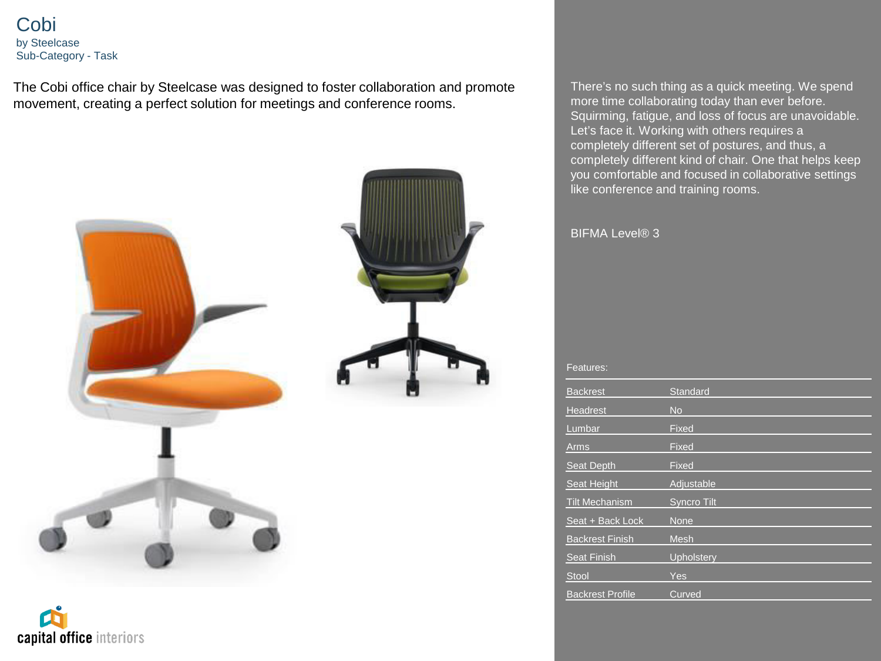# Cobi

by Steelcase
Sub-Category - Task

The Cobi office chair by Steelcase was designed to foster collaboration and promote movement, creating a perfect solution for meetings and conference rooms.

capital office interiors

There's no such thing as a quick meeting. We spend more time collaborating today than ever before. Squirming, fatigue, and loss of focus are unavoidable. Let's face it. Working with others requires a completely different set of postures, and thus, a completely different kind of chair. One that helps keep you comfortable and focused in collaborative settings like conference and training rooms.

BIFMA Level® 3

Features:

| | |
|---|---|
| Backrest | Standard |
| Headrest | No |
| Lumbar | Fixed |
| Arms | Fixed |
| Seat Depth | Fixed |
| Seat Height | Adjustable |
| Tilt Mechanism | Syncro Tilt |
| Seat + Back Lock | None |
| Backrest Finish | Mesh |
| Seat Finish | Upholstery |
| Stool | Yes |
| Backrest Profile | Curved |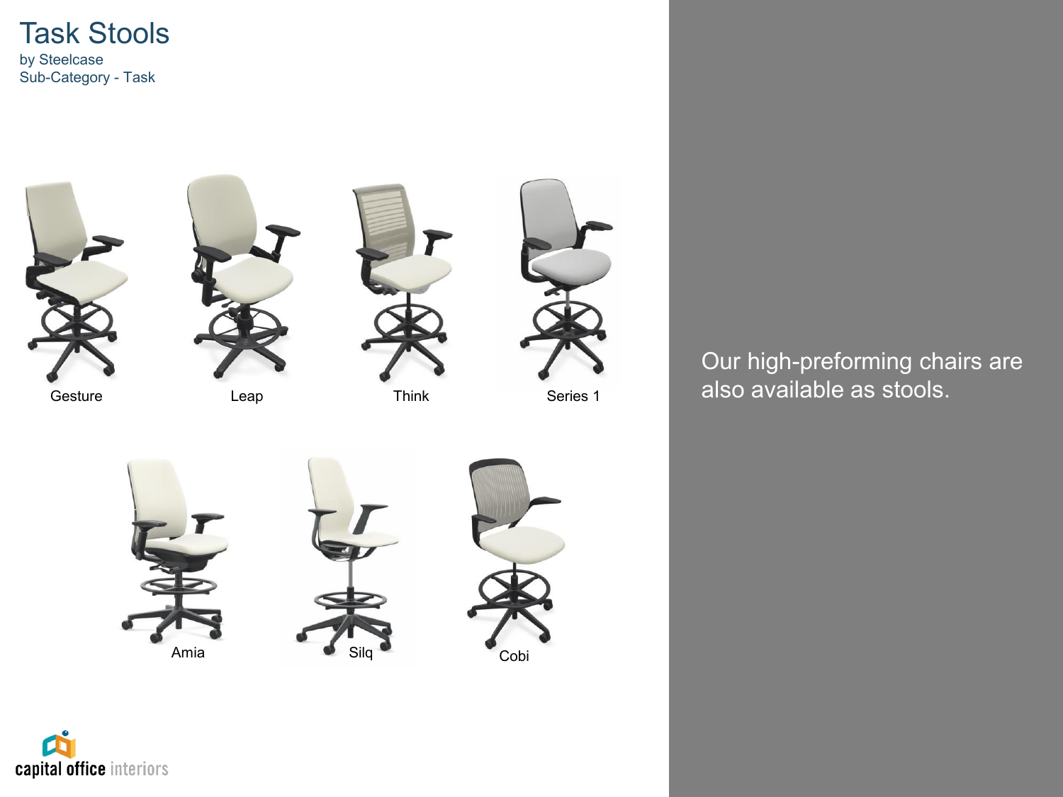# Task Stools

by Steelcase
Sub-Category - Task

Gesture

Leap

Think

Series 1

Amia

Silq

Cobi

Our high-preforming chairs are also available as stools.

capital office interiors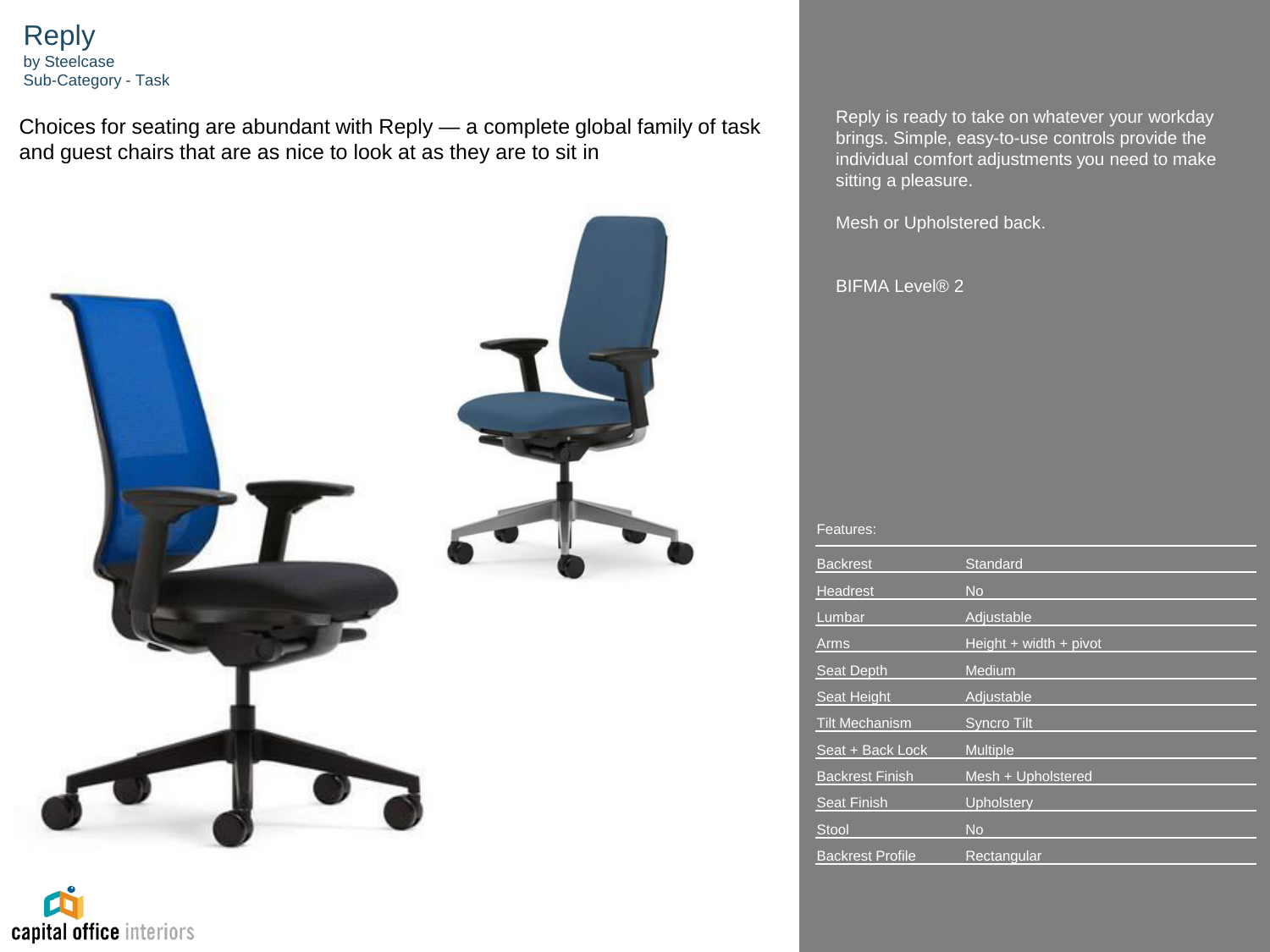# Reply

by Steelcase
Sub-Category - Task

Choices for seating are abundant with Reply — a complete global family of task and guest chairs that are as nice to look at as they are to sit in

Reply is ready to take on whatever your workday brings. Simple, easy-to-use controls provide the individual comfort adjustments you need to make sitting a pleasure.

Mesh or Upholstered back.

BIFMA Level® 2

Features:

| Feature | Value |
| --- | --- |
| Backrest | Standard |
| Headrest | No |
| Lumbar | Adjustable |
| Arms | Height + width + pivot |
| Seat Depth | Medium |
| Seat Height | Adjustable |
| Tilt Mechanism | Syncro Tilt |
| Seat + Back Lock | Multiple |
| Backrest Finish | Mesh + Upholstered |
| Seat Finish | Upholstery |
| Stool | No |
| Backrest Profile | Rectangular |

capital office interiors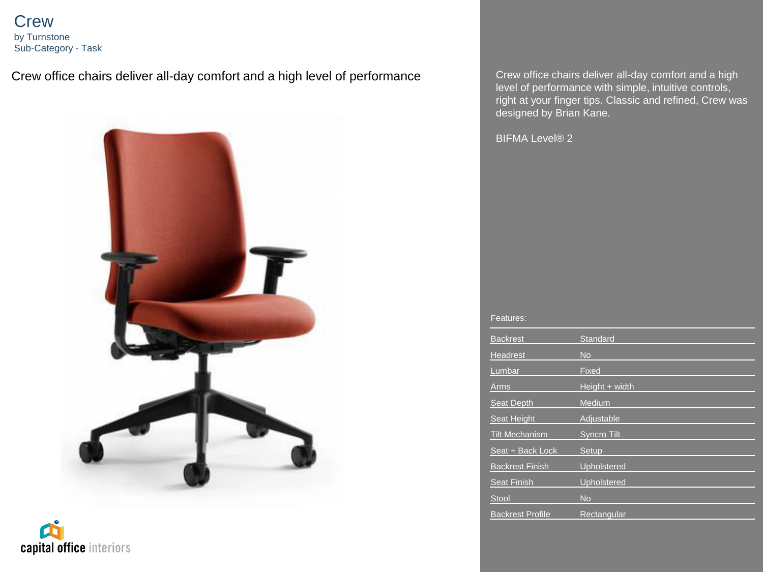# Crew

by Turnstone
Sub-Category - Task

Crew office chairs deliver all-day comfort and a high level of performance

Crew office chairs deliver all-day comfort and a high level of performance with simple, intuitive controls, right at your finger tips. Classic and refined, Crew was designed by Brian Kane.

BIFMA Level® 2

Features:

| | |
|---|---|
| Backrest | Standard |
| Headrest | No |
| Lumbar | Fixed |
| Arms | Height + width |
| Seat Depth | Medium |
| Seat Height | Adjustable |
| Tilt Mechanism | Syncro Tilt |
| Seat + Back Lock | Setup |
| Backrest Finish | Upholstered |
| Seat Finish | Upholstered |
| Stool | No |
| Backrest Profile | Rectangular |

capital office interiors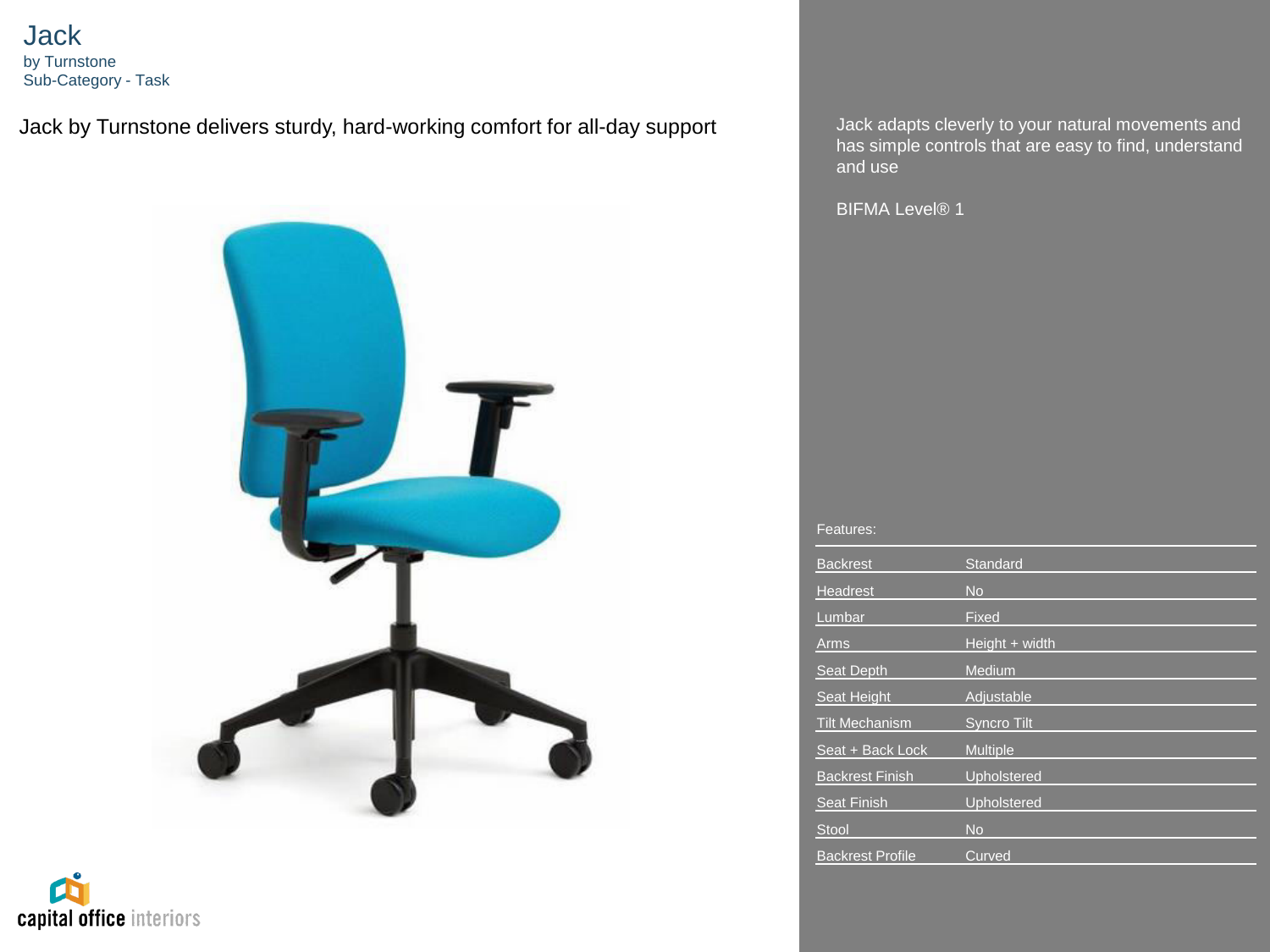# Jack

by Turnstone
Sub-Category - Task

Jack by Turnstone delivers sturdy, hard-working comfort for all-day support

Jack adapts cleverly to your natural movements and has simple controls that are easy to find, understand and use

BIFMA Level® 1

Features:

| | |
|---|---|
| Backrest | Standard |
| Headrest | No |
| Lumbar | Fixed |
| Arms | Height + width |
| Seat Depth | Medium |
| Seat Height | Adjustable |
| Tilt Mechanism | Syncro Tilt |
| Seat + Back Lock | Multiple |
| Backrest Finish | Upholstered |
| Seat Finish | Upholstered |
| Stool | No |
| Backrest Profile | Curved |

capital office interiors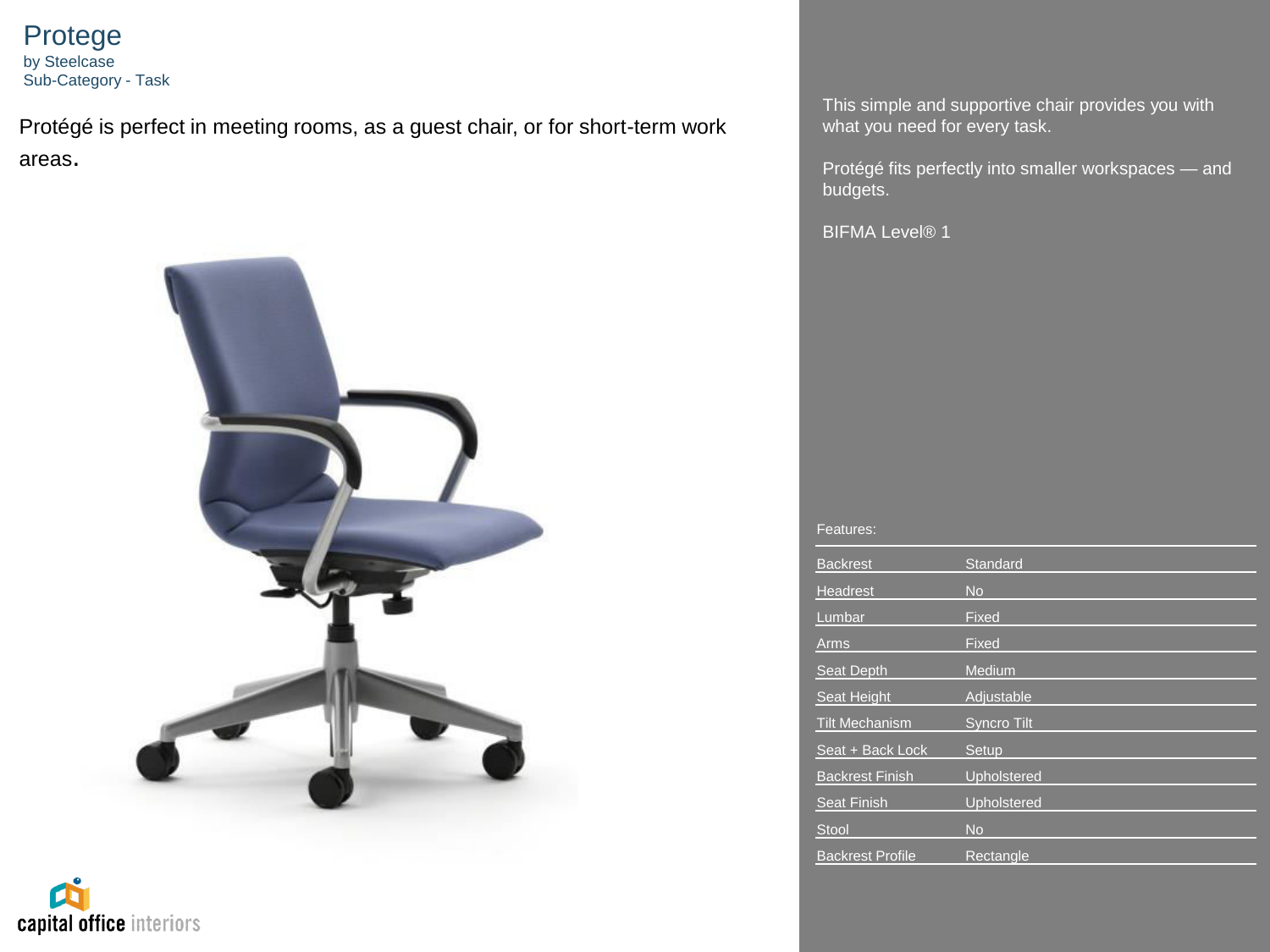# Protege

by Steelcase

Sub-Category - Task

Protégé is perfect in meeting rooms, as a guest chair, or for short-term work areas.

This simple and supportive chair provides you with what you need for every task.

Protégé fits perfectly into smaller workspaces — and budgets.

BIFMA Level® 1

Features:

| Feature | Value |
|---|---|
| Backrest | Standard |
| Headrest | No |
| Lumbar | Fixed |
| Arms | Fixed |
| Seat Depth | Medium |
| Seat Height | Adjustable |
| Tilt Mechanism | Syncro Tilt |
| Seat + Back Lock | Setup |
| Backrest Finish | Upholstered |
| Seat Finish | Upholstered |
| Stool | No |
| Backrest Profile | Rectangle |

capital office interiors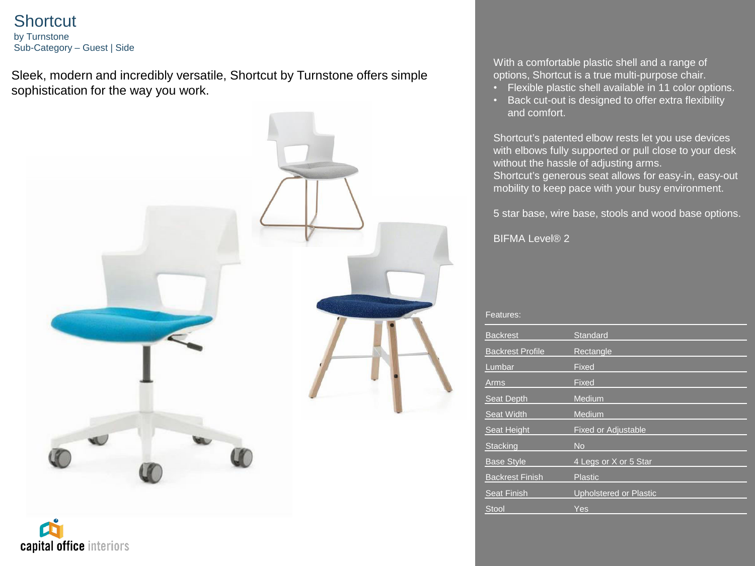# Shortcut

by Turnstone
Sub-Category – Guest | Side

Sleek, modern and incredibly versatile, Shortcut by Turnstone offers simple sophistication for the way you work.

With a comfortable plastic shell and a range of options, Shortcut is a true multi-purpose chair.

- Flexible plastic shell available in 11 color options.
- Back cut-out is designed to offer extra flexibility and comfort.

Shortcut's patented elbow rests let you use devices with elbows fully supported or pull close to your desk without the hassle of adjusting arms.
Shortcut's generous seat allows for easy-in, easy-out mobility to keep pace with your busy environment.

5 star base, wire base, stools and wood base options.

BIFMA Level® 2

Features:

| | |
|---|---|
| Backrest | Standard |
| Backrest Profile | Rectangle |
| Lumbar | Fixed |
| Arms | Fixed |
| Seat Depth | Medium |
| Seat Width | Medium |
| Seat Height | Fixed or Adjustable |
| Stacking | No |
| Base Style | 4 Legs or X or 5 Star |
| Backrest Finish | Plastic |
| Seat Finish | Upholstered or Plastic |
| Stool | Yes |

capital office interiors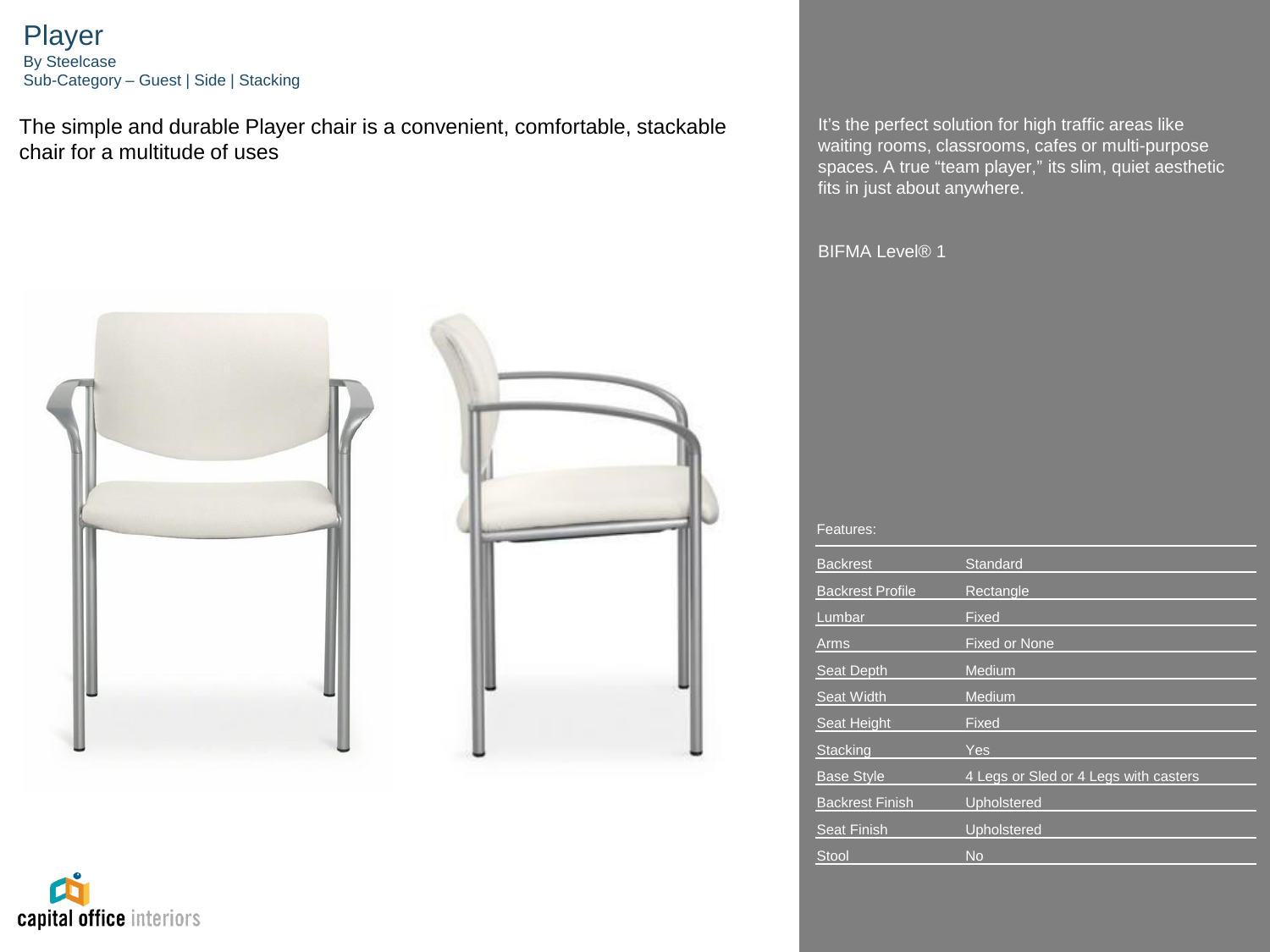# Player

By Steelcase

Sub-Category – Guest | Side | Stacking

The simple and durable Player chair is a convenient, comfortable, stackable chair for a multitude of uses

It's the perfect solution for high traffic areas like waiting rooms, classrooms, cafes or multi-purpose spaces. A true "team player," its slim, quiet aesthetic fits in just about anywhere.

BIFMA Level® 1

Features:

| | |
|---|---|
| Backrest | Standard |
| Backrest Profile | Rectangle |
| Lumbar | Fixed |
| Arms | Fixed or None |
| Seat Depth | Medium |
| Seat Width | Medium |
| Seat Height | Fixed |
| Stacking | Yes |
| Base Style | 4 Legs or Sled or 4 Legs with casters |
| Backrest Finish | Upholstered |
| Seat Finish | Upholstered |
| Stool | No |

capital office interiors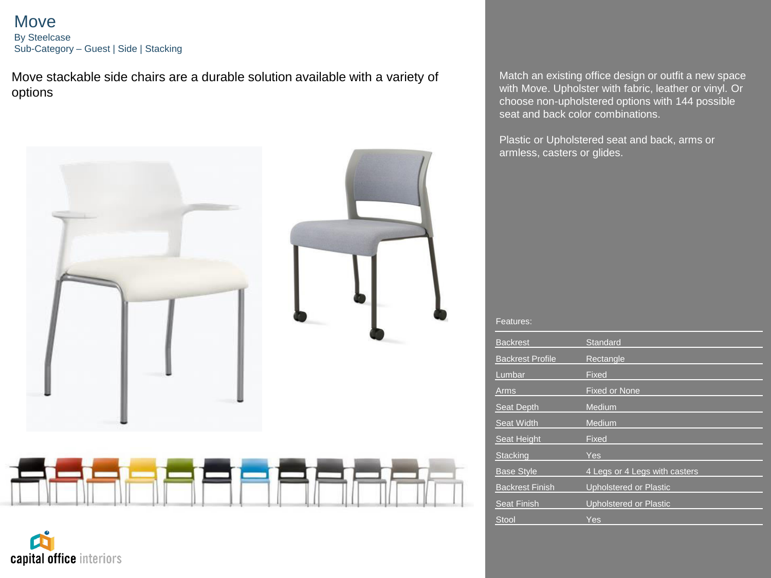# Move

By Steelcase

Sub-Category – Guest | Side | Stacking

Move stackable side chairs are a durable solution available with a variety of options

Match an existing office design or outfit a new space with Move. Upholster with fabric, leather or vinyl. Or choose non-upholstered options with 144 possible seat and back color combinations.

Plastic or Upholstered seat and back, arms or armless, casters or glides.

Features:

| Feature | Value |
| --- | --- |
| Backrest | Standard |
| Backrest Profile | Rectangle |
| Lumbar | Fixed |
| Arms | Fixed or None |
| Seat Depth | Medium |
| Seat Width | Medium |
| Seat Height | Fixed |
| Stacking | Yes |
| Base Style | 4 Legs or 4 Legs with casters |
| Backrest Finish | Upholstered or Plastic |
| Seat Finish | Upholstered or Plastic |
| Stool | Yes |

capital office interiors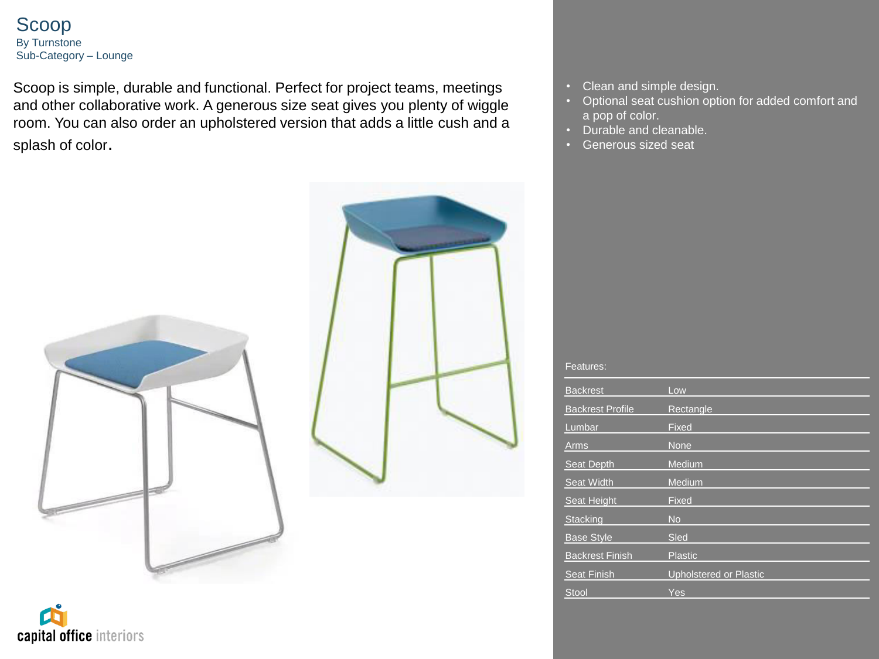# Scoop

By Turnstone
Sub-Category – Lounge

Scoop is simple, durable and functional. Perfect for project teams, meetings and other collaborative work. A generous size seat gives you plenty of wiggle room. You can also order an upholstered version that adds a little cush and a splash of color.

- Clean and simple design.
- Optional seat cushion option for added comfort and a pop of color.
- Durable and cleanable.
- Generous sized seat

Features:

| | |
|---|---|
| Backrest | Low |
| Backrest Profile | Rectangle |
| Lumbar | Fixed |
| Arms | None |
| Seat Depth | Medium |
| Seat Width | Medium |
| Seat Height | Fixed |
| Stacking | No |
| Base Style | Sled |
| Backrest Finish | Plastic |
| Seat Finish | Upholstered or Plastic |
| Stool | Yes |

capital office interiors